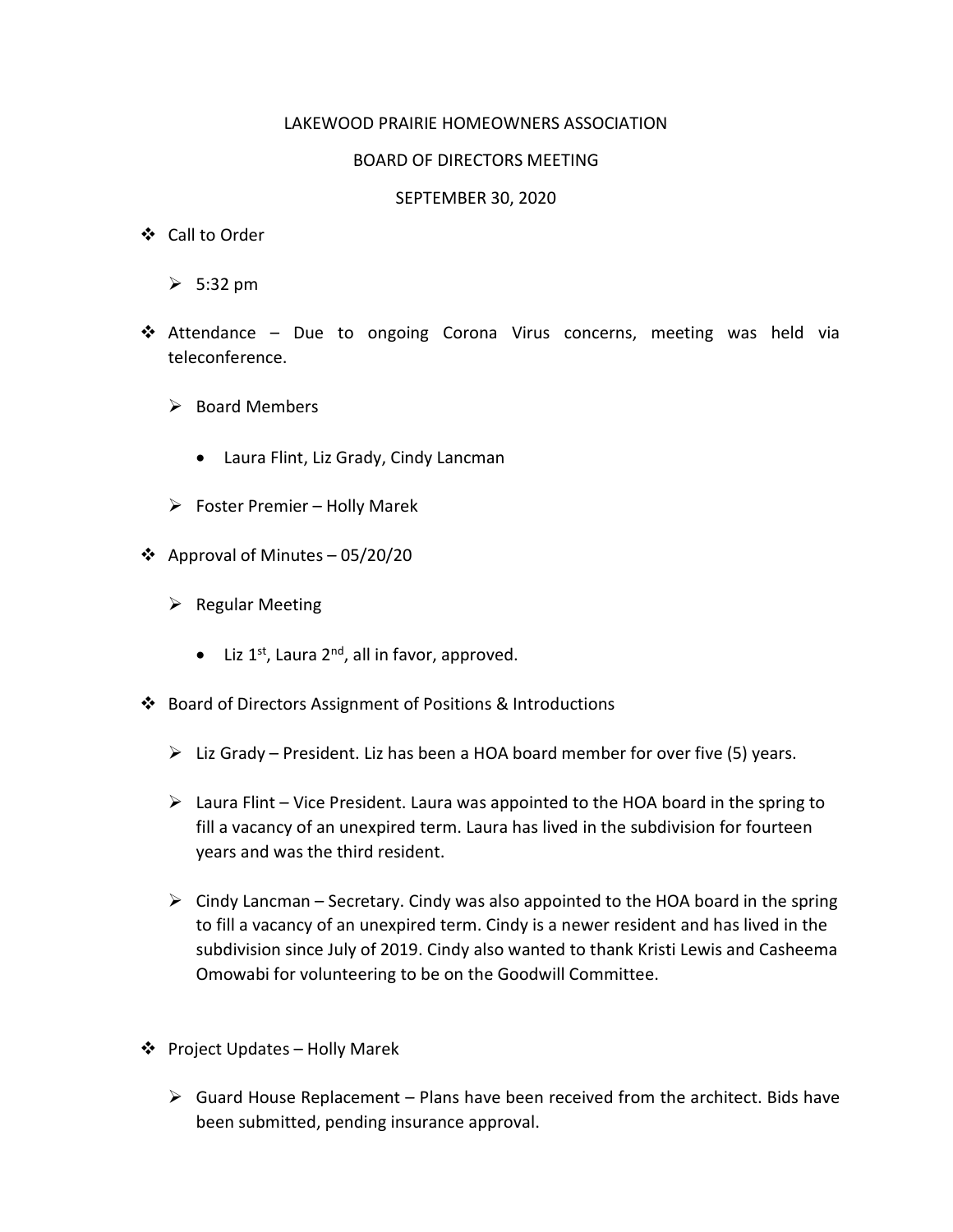LAKEWOOD PRAIRIE HOMEOWNERS ASSOCIATION

BOARD OF DIRECTORS MEETING

SEPTEMBER 30, 2020

- Call to Order
  - 5:32 pm
- Attendance – Due to ongoing Corona Virus concerns, meeting was held via teleconference.
  - Board Members
    - Laura Flint, Liz Grady, Cindy Lancman
  - Foster Premier – Holly Marek
- Approval of Minutes – 05/20/20
  - Regular Meeting
    - Liz 1st, Laura 2nd, all in favor, approved.
- Board of Directors Assignment of Positions & Introductions
  - Liz Grady – President. Liz has been a HOA board member for over five (5) years.
  - Laura Flint – Vice President. Laura was appointed to the HOA board in the spring to fill a vacancy of an unexpired term. Laura has lived in the subdivision for fourteen years and was the third resident.
  - Cindy Lancman – Secretary. Cindy was also appointed to the HOA board in the spring to fill a vacancy of an unexpired term. Cindy is a newer resident and has lived in the subdivision since July of 2019. Cindy also wanted to thank Kristi Lewis and Casheema Omowabi for volunteering to be on the Goodwill Committee.
- Project Updates – Holly Marek
  - Guard House Replacement – Plans have been received from the architect. Bids have been submitted, pending insurance approval.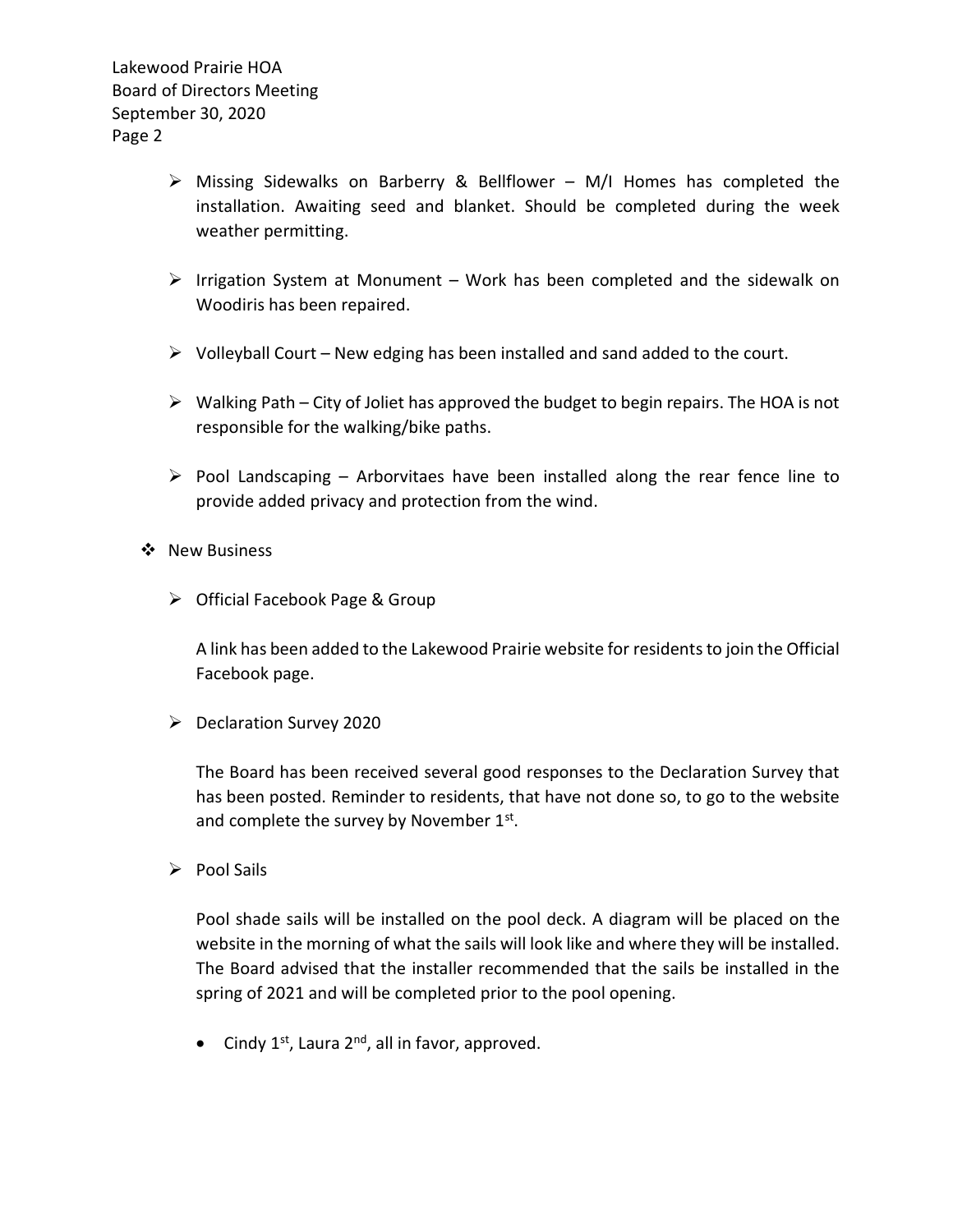- Missing Sidewalks on Barberry & Bellflower – M/I Homes has completed the installation. Awaiting seed and blanket. Should be completed during the week weather permitting.

- Irrigation System at Monument – Work has been completed and the sidewalk on Woodiris has been repaired.

- Volleyball Court – New edging has been installed and sand added to the court.

- Walking Path – City of Joliet has approved the budget to begin repairs. The HOA is not responsible for the walking/bike paths.

- Pool Landscaping – Arborvitaes have been installed along the rear fence line to provide added privacy and protection from the wind.

- New Business

  - Official Facebook Page & Group

    A link has been added to the Lakewood Prairie website for residents to join the Official Facebook page.

  - Declaration Survey 2020

    The Board has been received several good responses to the Declaration Survey that has been posted. Reminder to residents, that have not done so, to go to the website and complete the survey by November 1st.

  - Pool Sails

    Pool shade sails will be installed on the pool deck. A diagram will be placed on the website in the morning of what the sails will look like and where they will be installed. The Board advised that the installer recommended that the sails be installed in the spring of 2021 and will be completed prior to the pool opening.

    - Cindy 1st, Laura 2nd, all in favor, approved.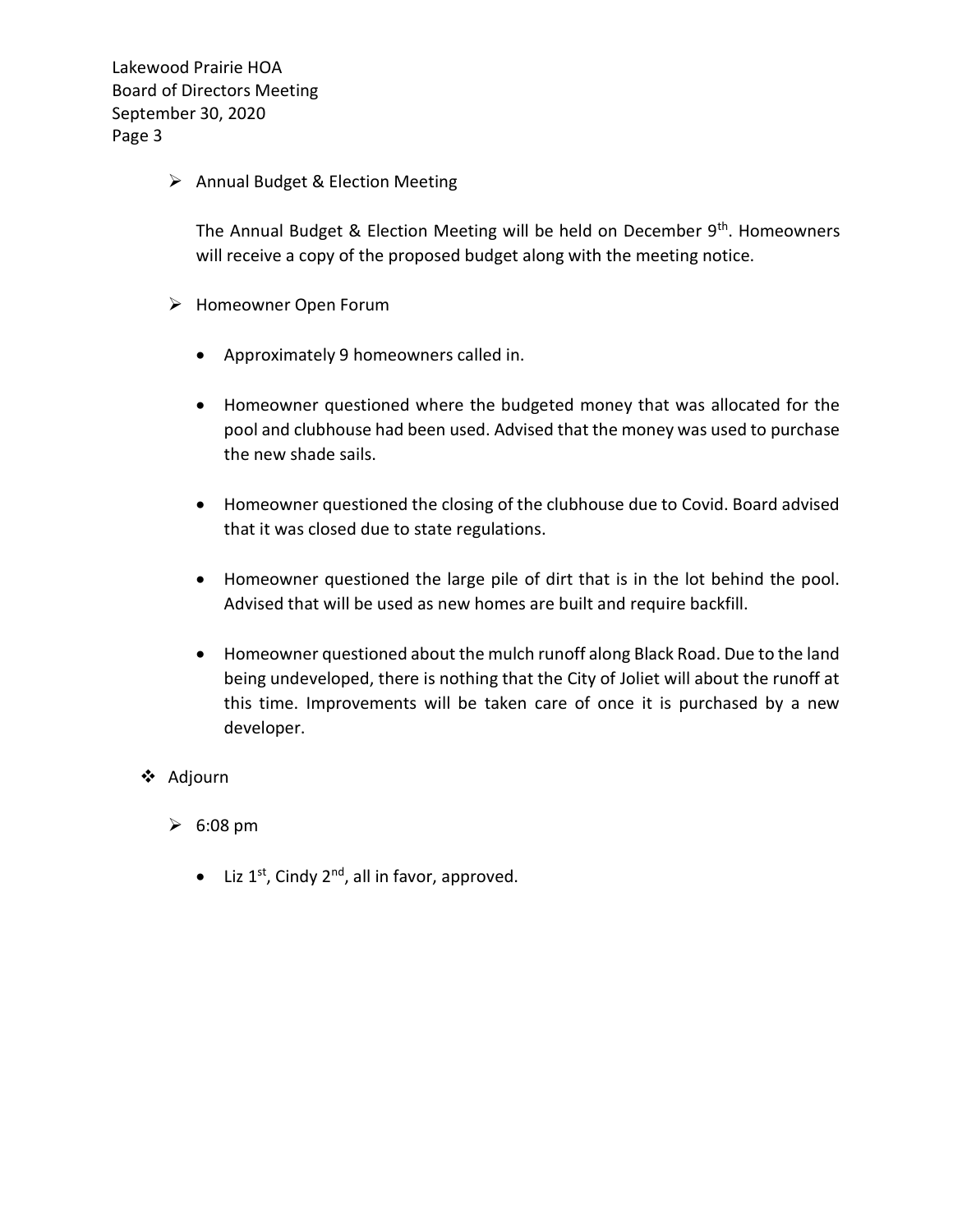- Annual Budget & Election Meeting

  The Annual Budget & Election Meeting will be held on December 9th. Homeowners will receive a copy of the proposed budget along with the meeting notice.

- Homeowner Open Forum

  - Approximately 9 homeowners called in.

  - Homeowner questioned where the budgeted money that was allocated for the pool and clubhouse had been used. Advised that the money was used to purchase the new shade sails.

  - Homeowner questioned the closing of the clubhouse due to Covid. Board advised that it was closed due to state regulations.

  - Homeowner questioned the large pile of dirt that is in the lot behind the pool. Advised that will be used as new homes are built and require backfill.

  - Homeowner questioned about the mulch runoff along Black Road. Due to the land being undeveloped, there is nothing that the City of Joliet will about the runoff at this time. Improvements will be taken care of once it is purchased by a new developer.

- Adjourn

  - 6:08 pm

    - Liz 1st, Cindy 2nd, all in favor, approved.